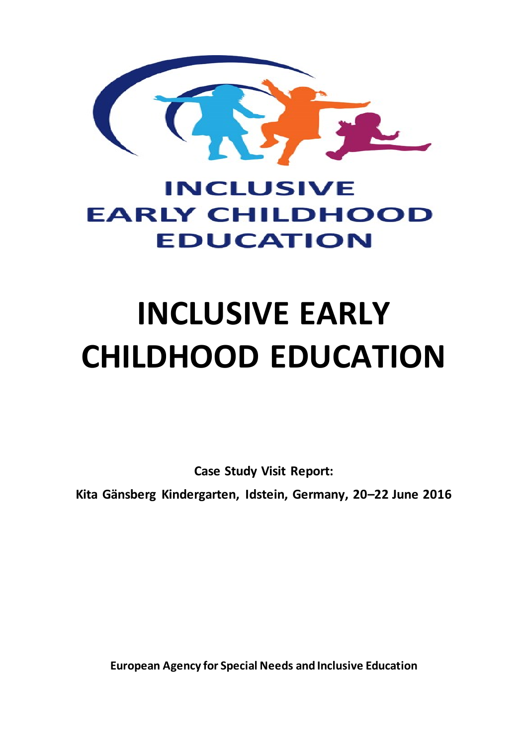INCLUSIVE EARLY CHILDHOOD EDUCATION

# INCLUSIVE EARLY CHILDHOOD EDUCATION

**Case Study Visit Report:**

**Kita Gänsberg Kindergarten, Idstein, Germany, 20–22 June 2016**

**European Agency for Special Needs and Inclusive Education**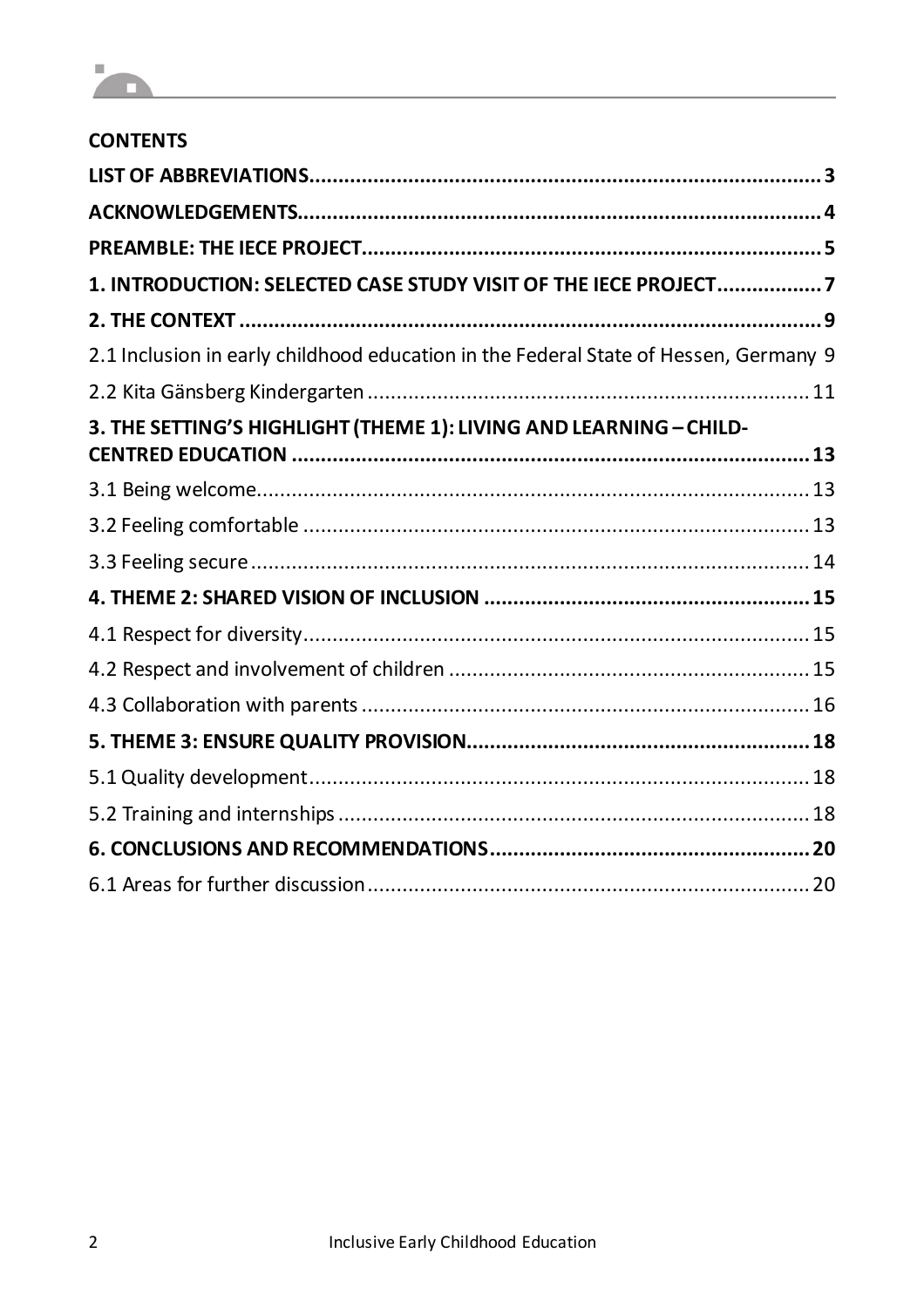**CONTENTS**

**LIST OF ABBREVIATIONS........................................................................................ 3**

**ACKNOWLEDGEMENTS.......................................................................................... 4**

**PREAMBLE: THE IECE PROJECT............................................................................... 5**

**1. INTRODUCTION: SELECTED CASE STUDY VISIT OF THE IECE PROJECT.................. 7**

**2. THE CONTEXT .................................................................................................... 9**

2.1 Inclusion in early childhood education in the Federal State of Hessen, Germany 9

2.2 Kita Gänsberg Kindergarten ............................................................................ 11

**3. THE SETTING'S HIGHLIGHT (THEME 1): LIVING AND LEARNING – CHILD-CENTRED EDUCATION ......................................................................................... 13**

3.1 Being welcome............................................................................................... 13

3.2 Feeling comfortable ....................................................................................... 13

3.3 Feeling secure ................................................................................................ 14

**4. THEME 2: SHARED VISION OF INCLUSION ........................................................ 15**

4.1 Respect for diversity........................................................................................ 15

4.2 Respect and involvement of children .............................................................. 15

4.3 Collaboration with parents ............................................................................. 16

**5. THEME 3: ENSURE QUALITY PROVISION........................................................... 18**

5.1 Quality development...................................................................................... 18

5.2 Training and internships ................................................................................. 18

**6. CONCLUSIONS AND RECOMMENDATIONS....................................................... 20**

6.1 Areas for further discussion............................................................................ 20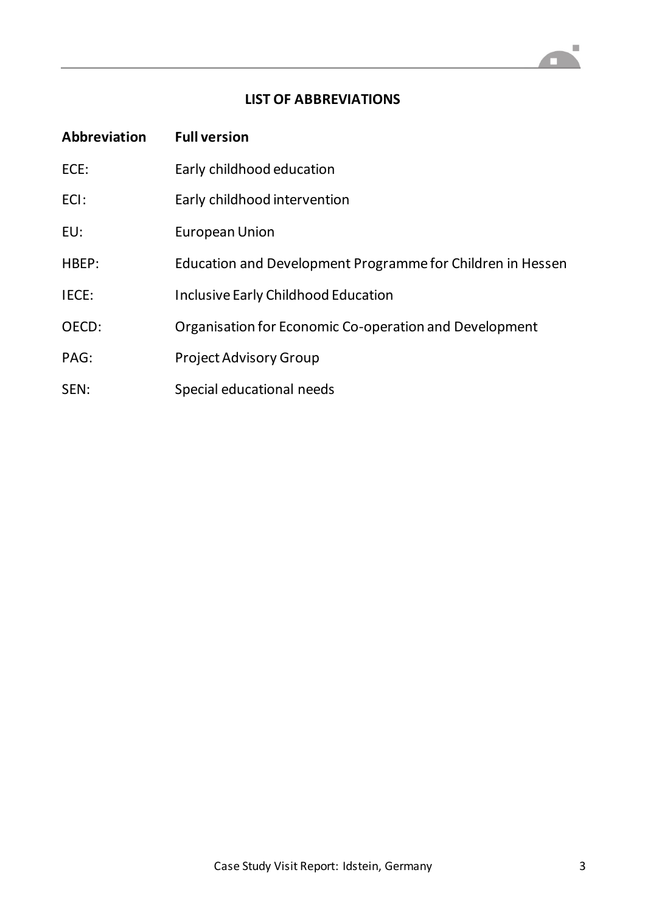## LIST OF ABBREVIATIONS

| Abbreviation | Full version |
|---|---|
| ECE: | Early childhood education |
| ECI: | Early childhood intervention |
| EU: | European Union |
| HBEP: | Education and Development Programme for Children in Hessen |
| IECE: | Inclusive Early Childhood Education |
| OECD: | Organisation for Economic Co-operation and Development |
| PAG: | Project Advisory Group |
| SEN: | Special educational needs |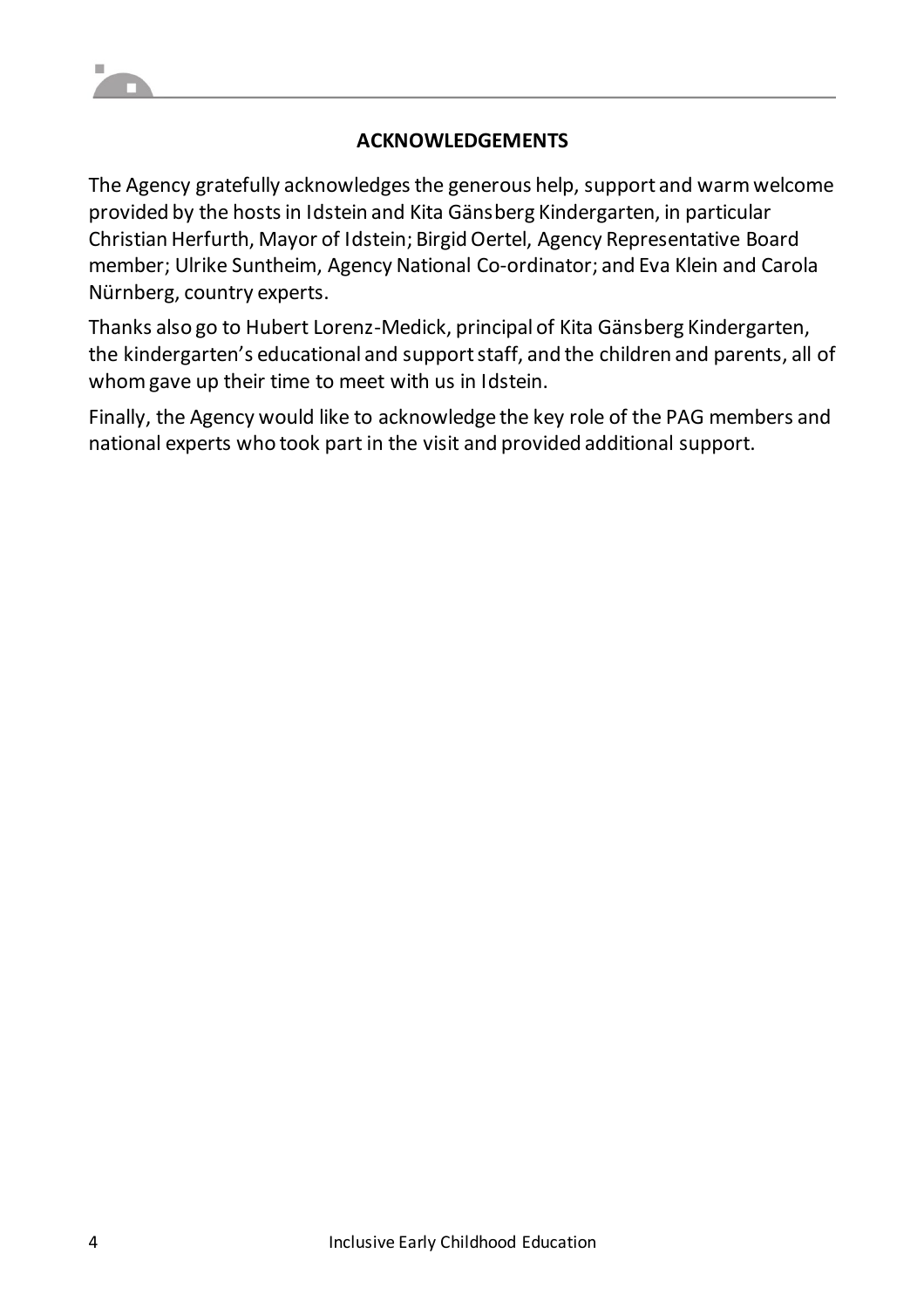## ACKNOWLEDGEMENTS

The Agency gratefully acknowledges the generous help, support and warm welcome provided by the hosts in Idstein and Kita Gänsberg Kindergarten, in particular Christian Herfurth, Mayor of Idstein; Birgid Oertel, Agency Representative Board member; Ulrike Suntheim, Agency National Co-ordinator; and Eva Klein and Carola Nürnberg, country experts.

Thanks also go to Hubert Lorenz-Medick, principal of Kita Gänsberg Kindergarten, the kindergarten's educational and support staff, and the children and parents, all of whom gave up their time to meet with us in Idstein.

Finally, the Agency would like to acknowledge the key role of the PAG members and national experts who took part in the visit and provided additional support.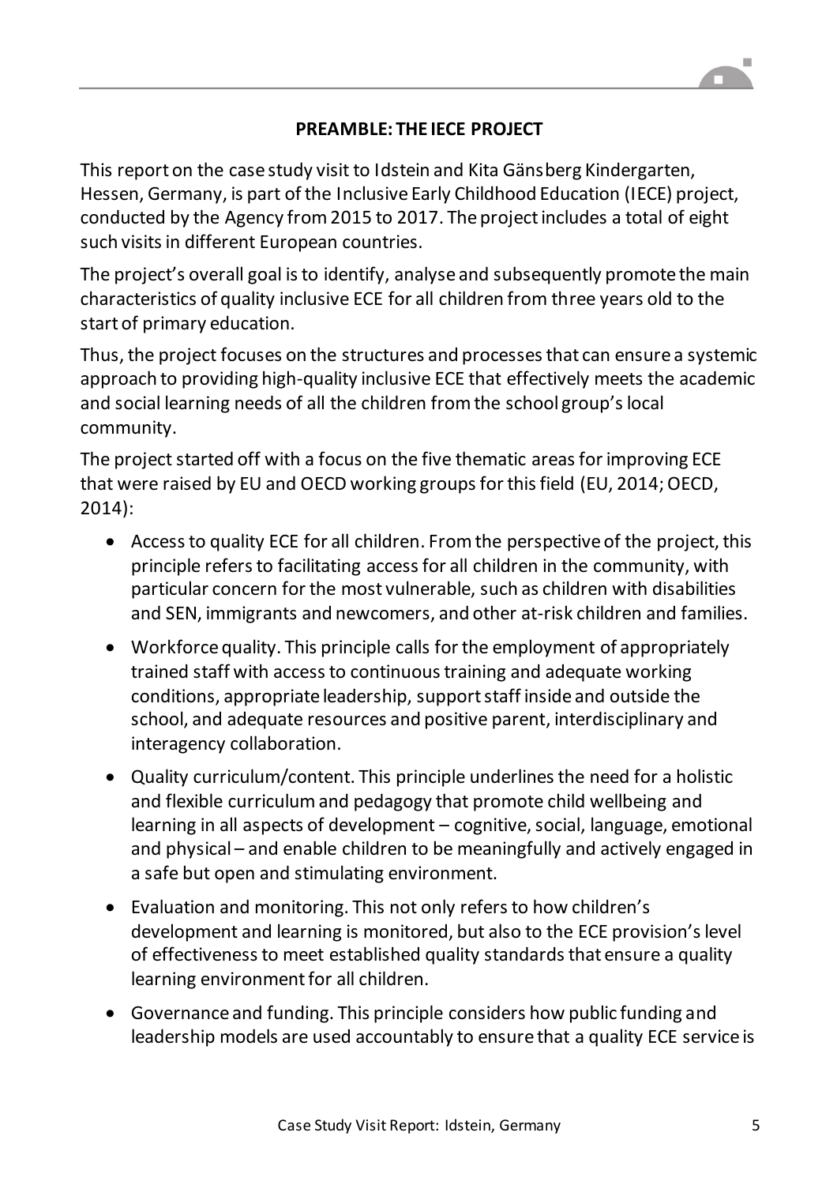## PREAMBLE: THE IECE PROJECT

This report on the case study visit to Idstein and Kita Gänsberg Kindergarten, Hessen, Germany, is part of the Inclusive Early Childhood Education (IECE) project, conducted by the Agency from 2015 to 2017. The project includes a total of eight such visits in different European countries.

The project's overall goal is to identify, analyse and subsequently promote the main characteristics of quality inclusive ECE for all children from three years old to the start of primary education.

Thus, the project focuses on the structures and processes that can ensure a systemic approach to providing high-quality inclusive ECE that effectively meets the academic and social learning needs of all the children from the school group's local community.

The project started off with a focus on the five thematic areas for improving ECE that were raised by EU and OECD working groups for this field (EU, 2014; OECD, 2014):

- Access to quality ECE for all children. From the perspective of the project, this principle refers to facilitating access for all children in the community, with particular concern for the most vulnerable, such as children with disabilities and SEN, immigrants and newcomers, and other at-risk children and families.
- Workforce quality. This principle calls for the employment of appropriately trained staff with access to continuous training and adequate working conditions, appropriate leadership, support staff inside and outside the school, and adequate resources and positive parent, interdisciplinary and interagency collaboration.
- Quality curriculum/content. This principle underlines the need for a holistic and flexible curriculum and pedagogy that promote child wellbeing and learning in all aspects of development – cognitive, social, language, emotional and physical – and enable children to be meaningfully and actively engaged in a safe but open and stimulating environment.
- Evaluation and monitoring. This not only refers to how children's development and learning is monitored, but also to the ECE provision's level of effectiveness to meet established quality standards that ensure a quality learning environment for all children.
- Governance and funding. This principle considers how public funding and leadership models are used accountably to ensure that a quality ECE service is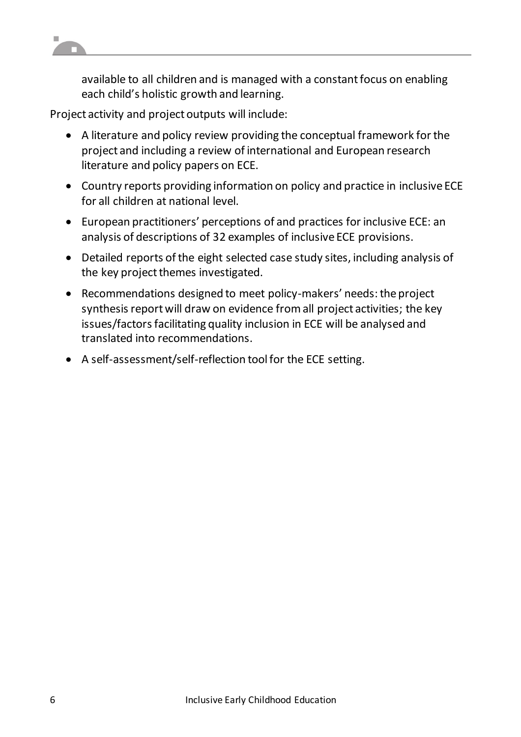available to all children and is managed with a constant focus on enabling each child's holistic growth and learning.

Project activity and project outputs will include:

- A literature and policy review providing the conceptual framework for the project and including a review of international and European research literature and policy papers on ECE.
- Country reports providing information on policy and practice in inclusive ECE for all children at national level.
- European practitioners' perceptions of and practices for inclusive ECE: an analysis of descriptions of 32 examples of inclusive ECE provisions.
- Detailed reports of the eight selected case study sites, including analysis of the key project themes investigated.
- Recommendations designed to meet policy-makers' needs: the project synthesis report will draw on evidence from all project activities; the key issues/factors facilitating quality inclusion in ECE will be analysed and translated into recommendations.
- A self-assessment/self-reflection tool for the ECE setting.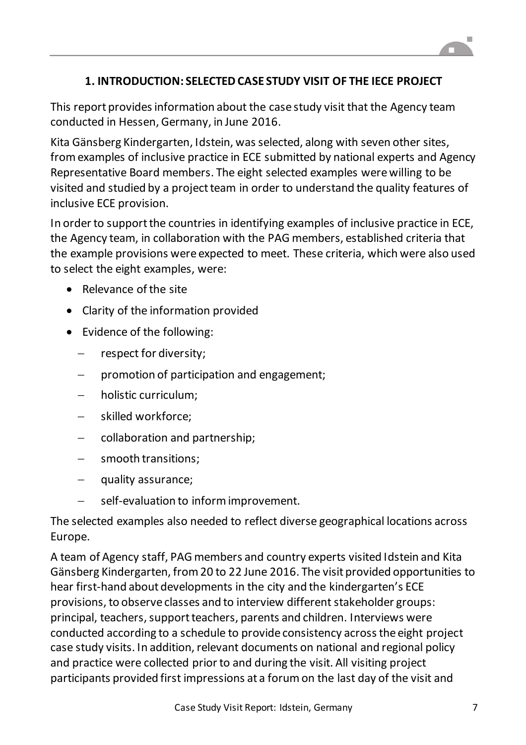# 1. INTRODUCTION: SELECTED CASE STUDY VISIT OF THE IECE PROJECT

This report provides information about the case study visit that the Agency team conducted in Hessen, Germany, in June 2016.

Kita Gänsberg Kindergarten, Idstein, was selected, along with seven other sites, from examples of inclusive practice in ECE submitted by national experts and Agency Representative Board members. The eight selected examples were willing to be visited and studied by a project team in order to understand the quality features of inclusive ECE provision.

In order to support the countries in identifying examples of inclusive practice in ECE, the Agency team, in collaboration with the PAG members, established criteria that the example provisions were expected to meet. These criteria, which were also used to select the eight examples, were:

- Relevance of the site
- Clarity of the information provided
- Evidence of the following:
  - respect for diversity;
  - promotion of participation and engagement;
  - holistic curriculum;
  - skilled workforce;
  - collaboration and partnership;
  - smooth transitions;
  - quality assurance;
  - self-evaluation to inform improvement.

The selected examples also needed to reflect diverse geographical locations across Europe.

A team of Agency staff, PAG members and country experts visited Idstein and Kita Gänsberg Kindergarten, from 20 to 22 June 2016. The visit provided opportunities to hear first-hand about developments in the city and the kindergarten's ECE provisions, to observe classes and to interview different stakeholder groups: principal, teachers, support teachers, parents and children. Interviews were conducted according to a schedule to provide consistency across the eight project case study visits. In addition, relevant documents on national and regional policy and practice were collected prior to and during the visit. All visiting project participants provided first impressions at a forum on the last day of the visit and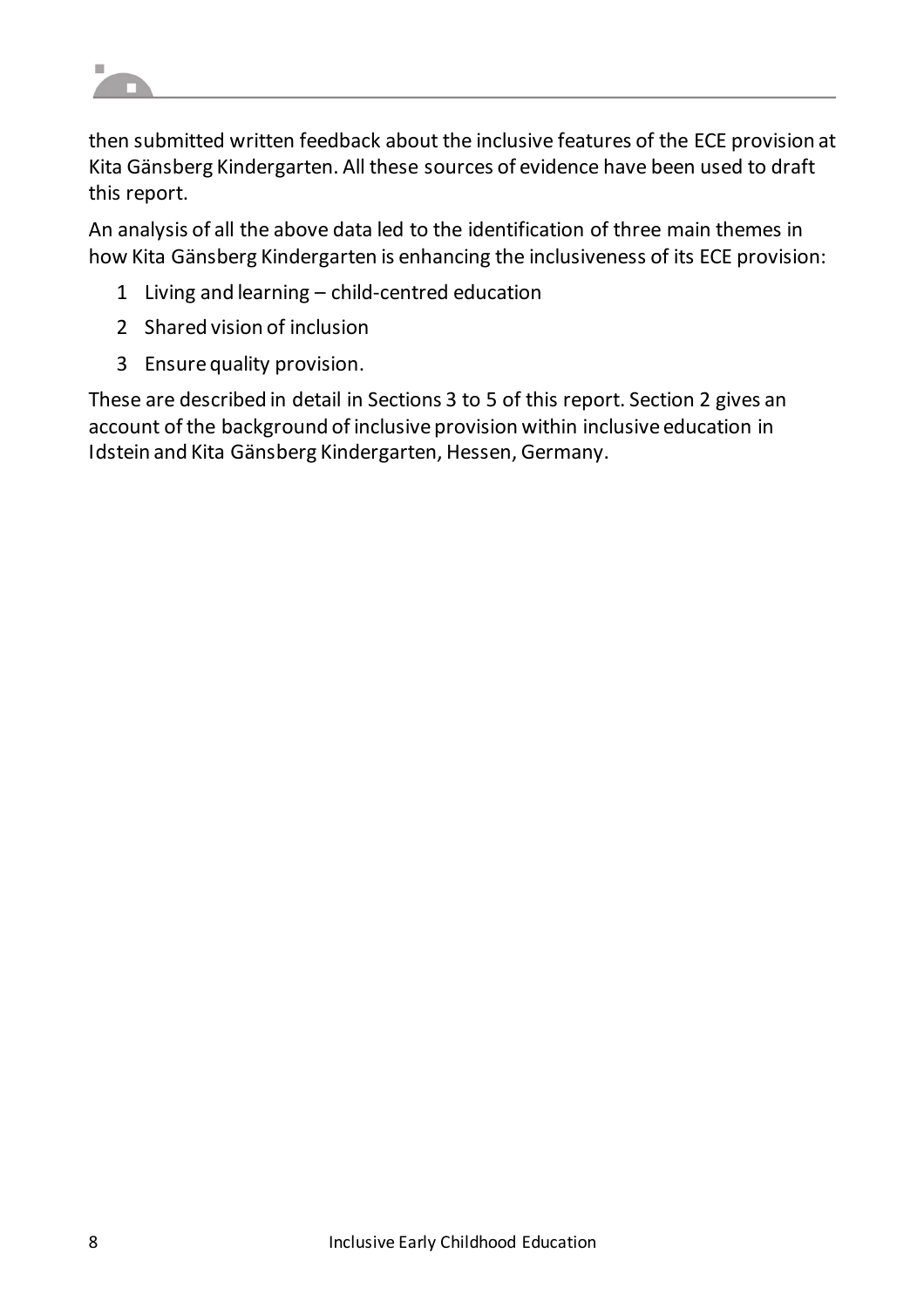then submitted written feedback about the inclusive features of the ECE provision at Kita Gänsberg Kindergarten. All these sources of evidence have been used to draft this report.

An analysis of all the above data led to the identification of three main themes in how Kita Gänsberg Kindergarten is enhancing the inclusiveness of its ECE provision:

1. Living and learning – child-centred education
2. Shared vision of inclusion
3. Ensure quality provision.

These are described in detail in Sections 3 to 5 of this report. Section 2 gives an account of the background of inclusive provision within inclusive education in Idstein and Kita Gänsberg Kindergarten, Hessen, Germany.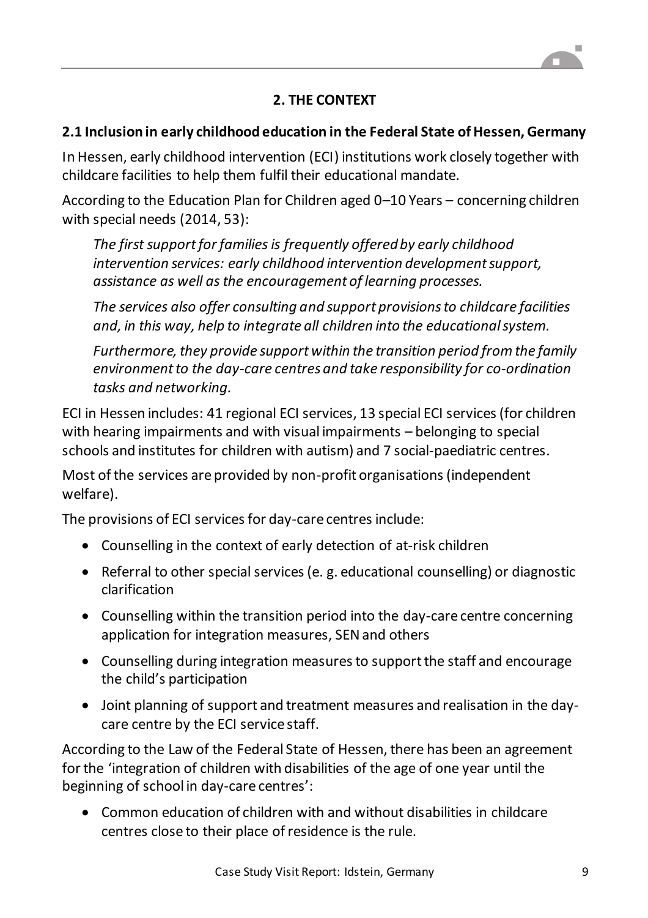## 2. THE CONTEXT

### 2.1 Inclusion in early childhood education in the Federal State of Hessen, Germany

In Hessen, early childhood intervention (ECI) institutions work closely together with childcare facilities to help them fulfil their educational mandate.

According to the Education Plan for Children aged 0–10 Years – concerning children with special needs (2014, 53):

> *The first support for families is frequently offered by early childhood intervention services: early childhood intervention development support, assistance as well as the encouragement of learning processes.*
>
> *The services also offer consulting and support provisions to childcare facilities and, in this way, help to integrate all children into the educational system.*
>
> *Furthermore, they provide support within the transition period from the family environment to the day-care centres and take responsibility for co-ordination tasks and networking.*

ECI in Hessen includes: 41 regional ECI services, 13 special ECI services (for children with hearing impairments and with visual impairments – belonging to special schools and institutes for children with autism) and 7 social-paediatric centres.

Most of the services are provided by non-profit organisations (independent welfare).

The provisions of ECI services for day-care centres include:

- Counselling in the context of early detection of at-risk children
- Referral to other special services (e. g. educational counselling) or diagnostic clarification
- Counselling within the transition period into the day-care centre concerning application for integration measures, SEN and others
- Counselling during integration measures to support the staff and encourage the child's participation
- Joint planning of support and treatment measures and realisation in the day-care centre by the ECI service staff.

According to the Law of the Federal State of Hessen, there has been an agreement for the 'integration of children with disabilities of the age of one year until the beginning of school in day-care centres':

- Common education of children with and without disabilities in childcare centres close to their place of residence is the rule.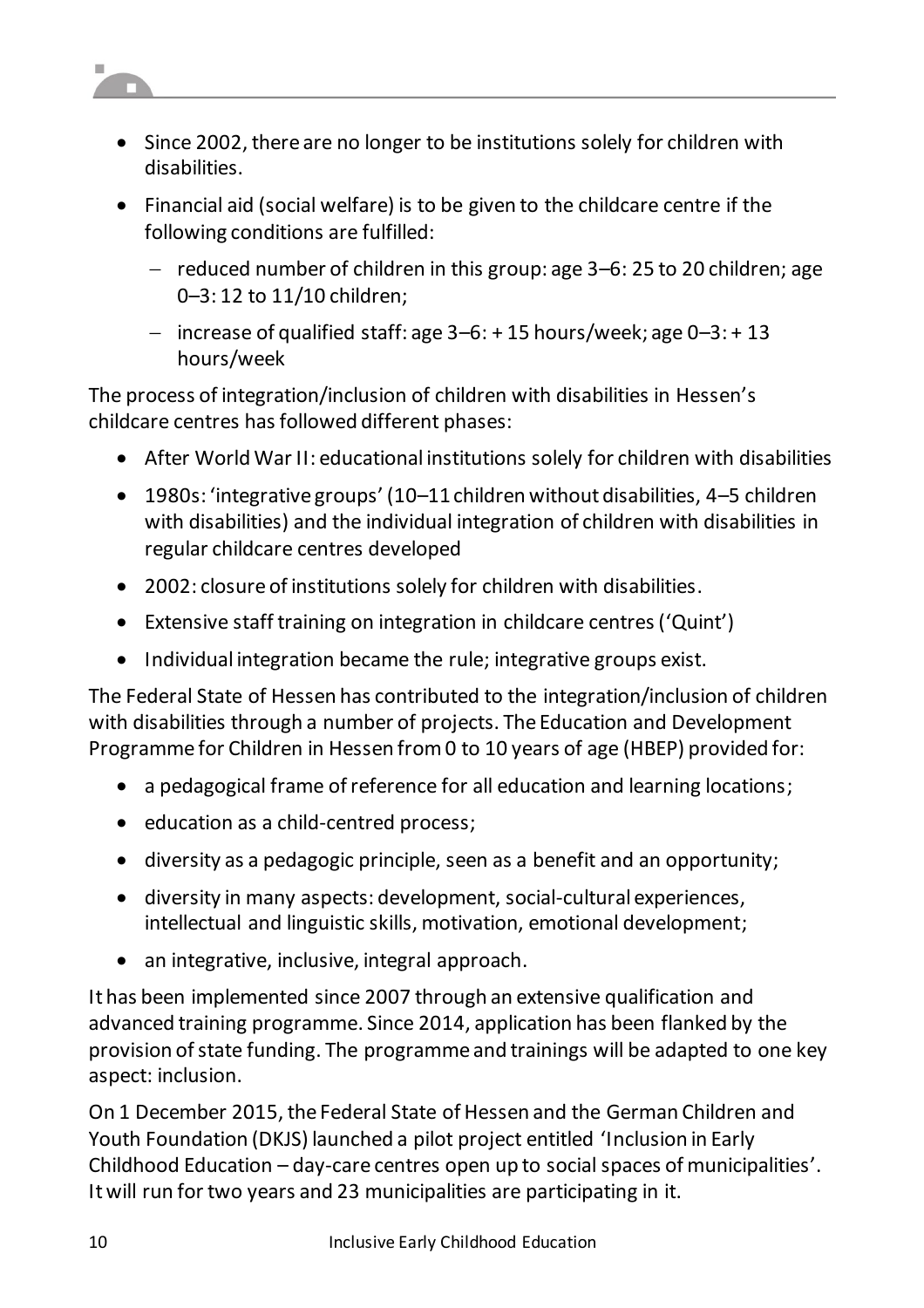- Since 2002, there are no longer to be institutions solely for children with disabilities.
- Financial aid (social welfare) is to be given to the childcare centre if the following conditions are fulfilled:
  - reduced number of children in this group: age 3–6: 25 to 20 children; age 0–3: 12 to 11/10 children;
  - increase of qualified staff: age 3–6: + 15 hours/week; age 0–3: + 13 hours/week

The process of integration/inclusion of children with disabilities in Hessen's childcare centres has followed different phases:

- After World War II: educational institutions solely for children with disabilities
- 1980s: 'integrative groups' (10–11 children without disabilities, 4–5 children with disabilities) and the individual integration of children with disabilities in regular childcare centres developed
- 2002: closure of institutions solely for children with disabilities.
- Extensive staff training on integration in childcare centres ('Quint')
- Individual integration became the rule; integrative groups exist.

The Federal State of Hessen has contributed to the integration/inclusion of children with disabilities through a number of projects. The Education and Development Programme for Children in Hessen from 0 to 10 years of age (HBEP) provided for:

- a pedagogical frame of reference for all education and learning locations;
- education as a child-centred process;
- diversity as a pedagogic principle, seen as a benefit and an opportunity;
- diversity in many aspects: development, social-cultural experiences, intellectual and linguistic skills, motivation, emotional development;
- an integrative, inclusive, integral approach.

It has been implemented since 2007 through an extensive qualification and advanced training programme. Since 2014, application has been flanked by the provision of state funding. The programme and trainings will be adapted to one key aspect: inclusion.

On 1 December 2015, the Federal State of Hessen and the German Children and Youth Foundation (DKJS) launched a pilot project entitled 'Inclusion in Early Childhood Education – day-care centres open up to social spaces of municipalities'. It will run for two years and 23 municipalities are participating in it.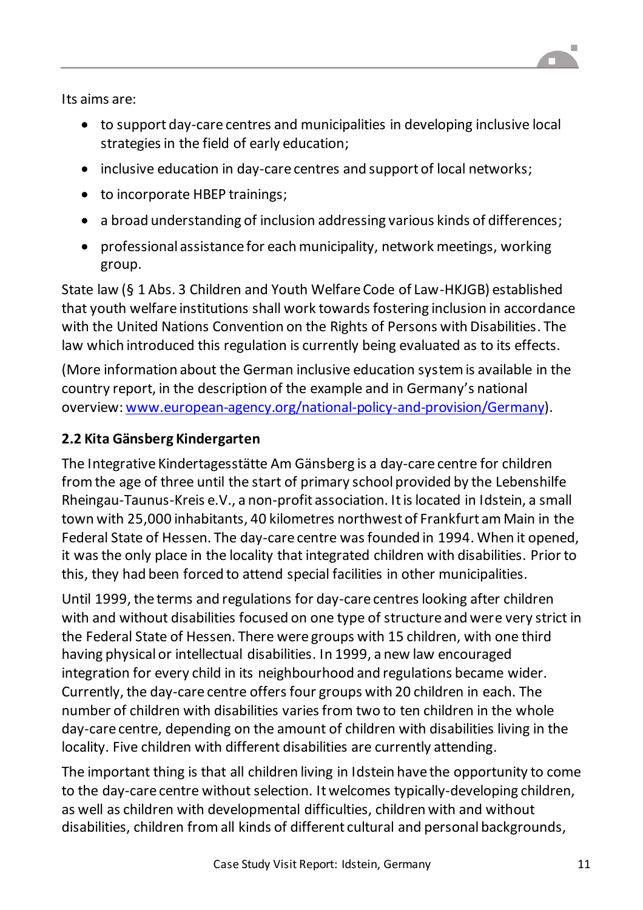Its aims are:

- to support day-care centres and municipalities in developing inclusive local strategies in the field of early education;
- inclusive education in day-care centres and support of local networks;
- to incorporate HBEP trainings;
- a broad understanding of inclusion addressing various kinds of differences;
- professional assistance for each municipality, network meetings, working group.

State law (§ 1 Abs. 3 Children and Youth Welfare Code of Law-HKJGB) established that youth welfare institutions shall work towards fostering inclusion in accordance with the United Nations Convention on the Rights of Persons with Disabilities. The law which introduced this regulation is currently being evaluated as to its effects.

(More information about the German inclusive education system is available in the country report, in the description of the example and in Germany's national overview: [www.european-agency.org/national-policy-and-provision/Germany](http://www.european-agency.org/national-policy-and-provision/Germany)).

## 2.2 Kita Gänsberg Kindergarten

The Integrative Kindertagesstätte Am Gänsberg is a day-care centre for children from the age of three until the start of primary school provided by the Lebenshilfe Rheingau-Taunus-Kreis e.V., a non-profit association. It is located in Idstein, a small town with 25,000 inhabitants, 40 kilometres northwest of Frankfurt am Main in the Federal State of Hessen. The day-care centre was founded in 1994. When it opened, it was the only place in the locality that integrated children with disabilities. Prior to this, they had been forced to attend special facilities in other municipalities.

Until 1999, the terms and regulations for day-care centres looking after children with and without disabilities focused on one type of structure and were very strict in the Federal State of Hessen. There were groups with 15 children, with one third having physical or intellectual disabilities. In 1999, a new law encouraged integration for every child in its neighbourhood and regulations became wider. Currently, the day-care centre offers four groups with 20 children in each. The number of children with disabilities varies from two to ten children in the whole day-care centre, depending on the amount of children with disabilities living in the locality. Five children with different disabilities are currently attending.

The important thing is that all children living in Idstein have the opportunity to come to the day-care centre without selection. It welcomes typically-developing children, as well as children with developmental difficulties, children with and without disabilities, children from all kinds of different cultural and personal backgrounds,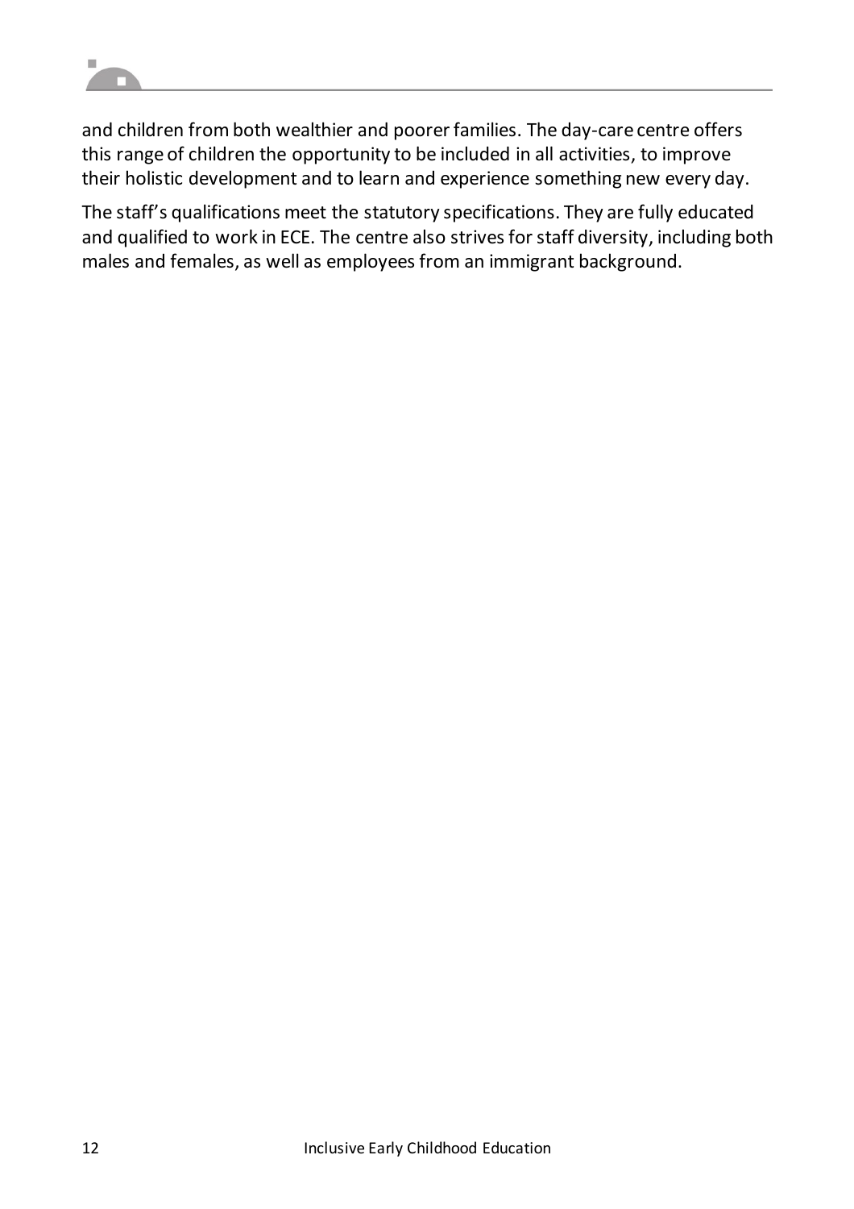and children from both wealthier and poorer families. The day-care centre offers this range of children the opportunity to be included in all activities, to improve their holistic development and to learn and experience something new every day.

The staff's qualifications meet the statutory specifications. They are fully educated and qualified to work in ECE. The centre also strives for staff diversity, including both males and females, as well as employees from an immigrant background.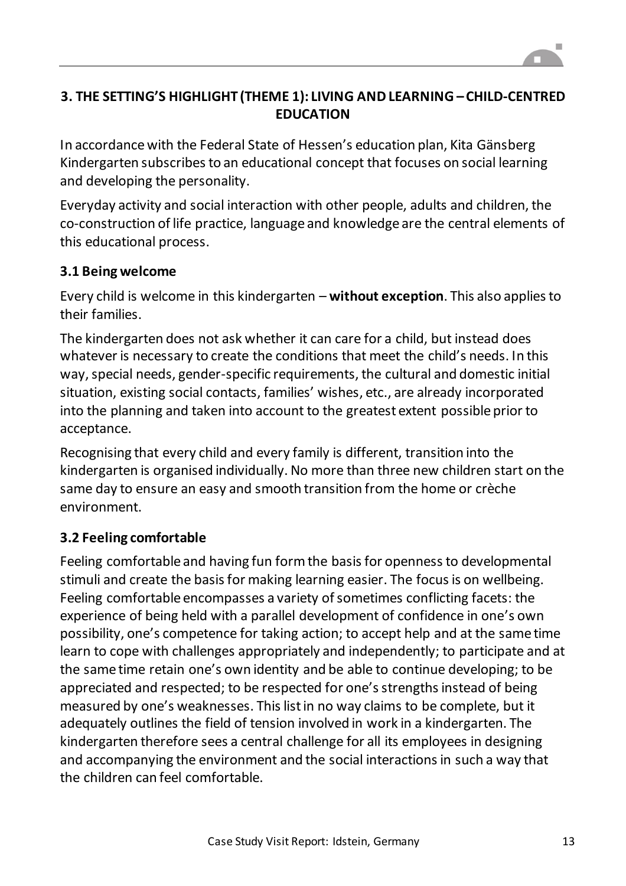## 3. THE SETTING'S HIGHLIGHT (THEME 1): LIVING AND LEARNING – CHILD-CENTRED EDUCATION

In accordance with the Federal State of Hessen's education plan, Kita Gänsberg Kindergarten subscribes to an educational concept that focuses on social learning and developing the personality.

Everyday activity and social interaction with other people, adults and children, the co-construction of life practice, language and knowledge are the central elements of this educational process.

### 3.1 Being welcome

Every child is welcome in this kindergarten – **without exception**. This also applies to their families.

The kindergarten does not ask whether it can care for a child, but instead does whatever is necessary to create the conditions that meet the child's needs. In this way, special needs, gender-specific requirements, the cultural and domestic initial situation, existing social contacts, families' wishes, etc., are already incorporated into the planning and taken into account to the greatest extent possible prior to acceptance.

Recognising that every child and every family is different, transition into the kindergarten is organised individually. No more than three new children start on the same day to ensure an easy and smooth transition from the home or crèche environment.

### 3.2 Feeling comfortable

Feeling comfortable and having fun form the basis for openness to developmental stimuli and create the basis for making learning easier. The focus is on wellbeing. Feeling comfortable encompasses a variety of sometimes conflicting facets: the experience of being held with a parallel development of confidence in one's own possibility, one's competence for taking action; to accept help and at the same time learn to cope with challenges appropriately and independently; to participate and at the same time retain one's own identity and be able to continue developing; to be appreciated and respected; to be respected for one's strengths instead of being measured by one's weaknesses. This list in no way claims to be complete, but it adequately outlines the field of tension involved in work in a kindergarten. The kindergarten therefore sees a central challenge for all its employees in designing and accompanying the environment and the social interactions in such a way that the children can feel comfortable.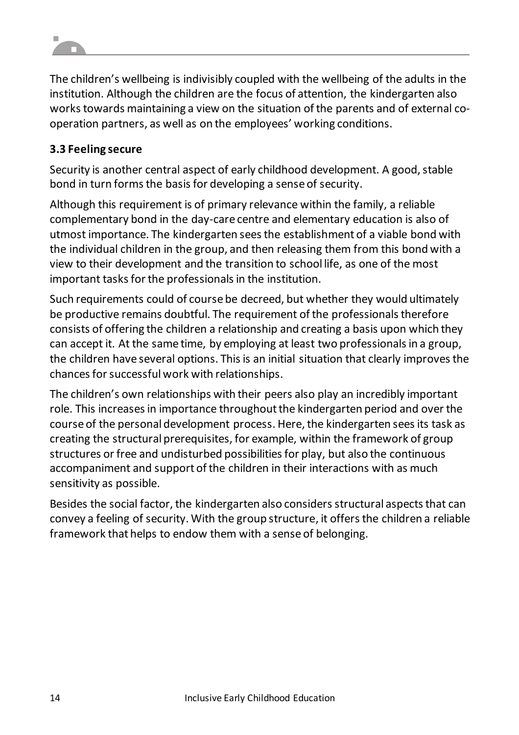The children's wellbeing is indivisibly coupled with the wellbeing of the adults in the institution. Although the children are the focus of attention, the kindergarten also works towards maintaining a view on the situation of the parents and of external co-operation partners, as well as on the employees' working conditions.

### 3.3 Feeling secure

Security is another central aspect of early childhood development. A good, stable bond in turn forms the basis for developing a sense of security.

Although this requirement is of primary relevance within the family, a reliable complementary bond in the day-care centre and elementary education is also of utmost importance. The kindergarten sees the establishment of a viable bond with the individual children in the group, and then releasing them from this bond with a view to their development and the transition to school life, as one of the most important tasks for the professionals in the institution.

Such requirements could of course be decreed, but whether they would ultimately be productive remains doubtful. The requirement of the professionals therefore consists of offering the children a relationship and creating a basis upon which they can accept it. At the same time, by employing at least two professionals in a group, the children have several options. This is an initial situation that clearly improves the chances for successful work with relationships.

The children's own relationships with their peers also play an incredibly important role. This increases in importance throughout the kindergarten period and over the course of the personal development process. Here, the kindergarten sees its task as creating the structural prerequisites, for example, within the framework of group structures or free and undisturbed possibilities for play, but also the continuous accompaniment and support of the children in their interactions with as much sensitivity as possible.

Besides the social factor, the kindergarten also considers structural aspects that can convey a feeling of security. With the group structure, it offers the children a reliable framework that helps to endow them with a sense of belonging.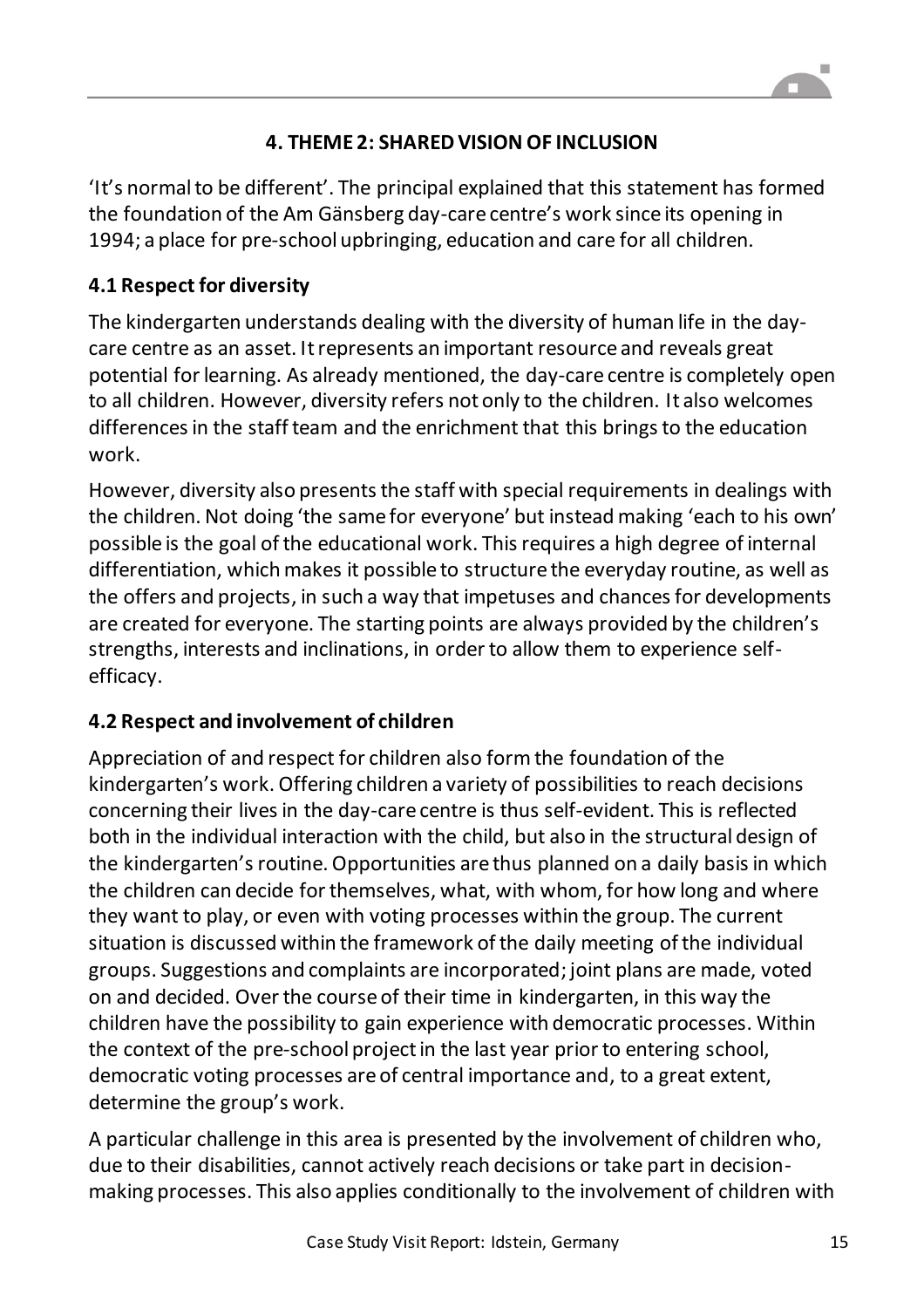## 4. THEME 2: SHARED VISION OF INCLUSION

'It's normal to be different'. The principal explained that this statement has formed the foundation of the Am Gänsberg day-care centre's work since its opening in 1994; a place for pre-school upbringing, education and care for all children.

### 4.1 Respect for diversity

The kindergarten understands dealing with the diversity of human life in the day-care centre as an asset. It represents an important resource and reveals great potential for learning. As already mentioned, the day-care centre is completely open to all children. However, diversity refers not only to the children. It also welcomes differences in the staff team and the enrichment that this brings to the education work.

However, diversity also presents the staff with special requirements in dealings with the children. Not doing 'the same for everyone' but instead making 'each to his own' possible is the goal of the educational work. This requires a high degree of internal differentiation, which makes it possible to structure the everyday routine, as well as the offers and projects, in such a way that impetuses and chances for developments are created for everyone. The starting points are always provided by the children's strengths, interests and inclinations, in order to allow them to experience self-efficacy.

### 4.2 Respect and involvement of children

Appreciation of and respect for children also form the foundation of the kindergarten's work. Offering children a variety of possibilities to reach decisions concerning their lives in the day-care centre is thus self-evident. This is reflected both in the individual interaction with the child, but also in the structural design of the kindergarten's routine. Opportunities are thus planned on a daily basis in which the children can decide for themselves, what, with whom, for how long and where they want to play, or even with voting processes within the group. The current situation is discussed within the framework of the daily meeting of the individual groups. Suggestions and complaints are incorporated; joint plans are made, voted on and decided. Over the course of their time in kindergarten, in this way the children have the possibility to gain experience with democratic processes. Within the context of the pre-school project in the last year prior to entering school, democratic voting processes are of central importance and, to a great extent, determine the group's work.

A particular challenge in this area is presented by the involvement of children who, due to their disabilities, cannot actively reach decisions or take part in decision-making processes. This also applies conditionally to the involvement of children with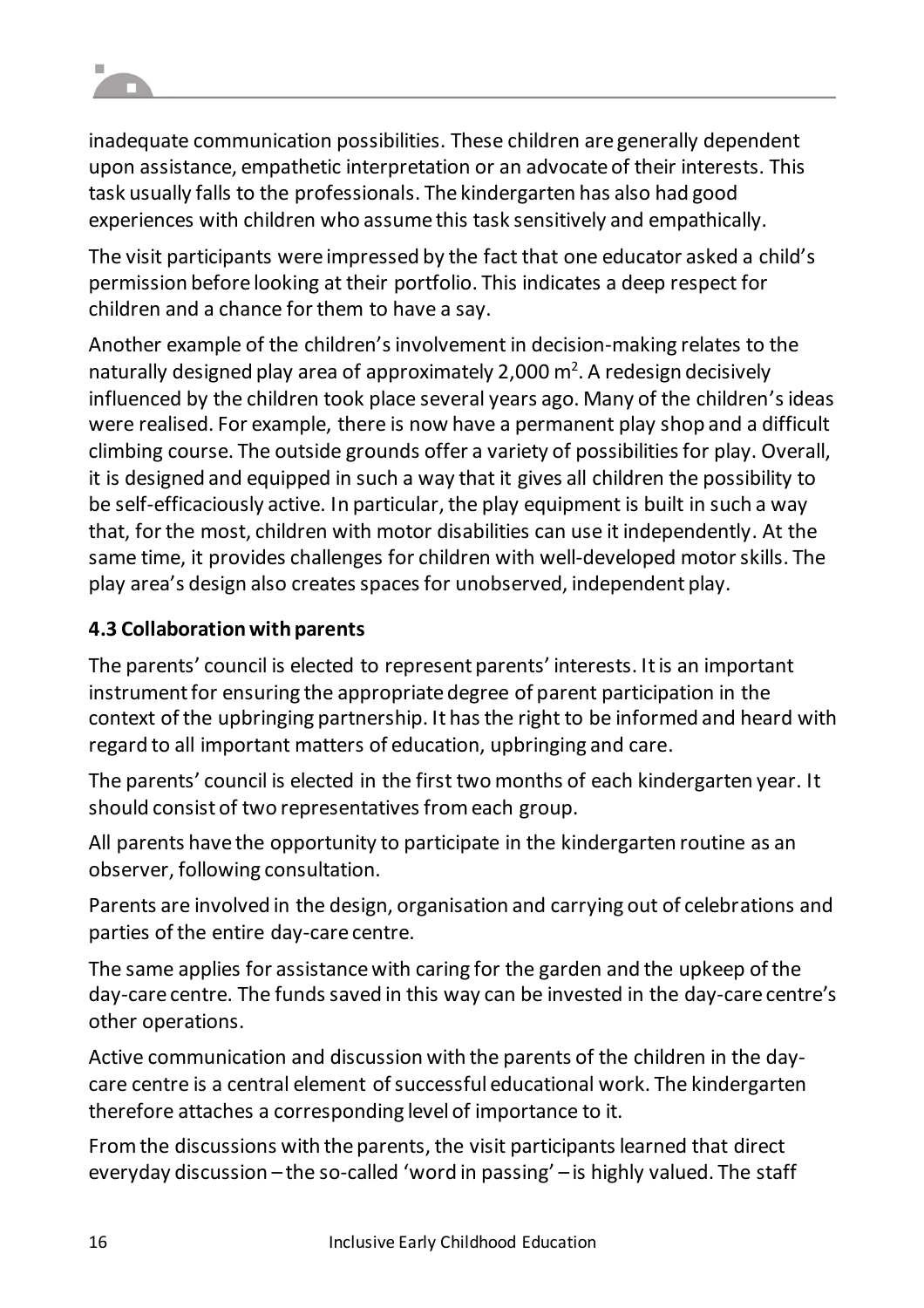inadequate communication possibilities. These children are generally dependent upon assistance, empathetic interpretation or an advocate of their interests. This task usually falls to the professionals. The kindergarten has also had good experiences with children who assume this task sensitively and empathically.

The visit participants were impressed by the fact that one educator asked a child's permission before looking at their portfolio. This indicates a deep respect for children and a chance for them to have a say.

Another example of the children's involvement in decision-making relates to the naturally designed play area of approximately 2,000 $m^2$. A redesign decisively influenced by the children took place several years ago. Many of the children's ideas were realised. For example, there is now have a permanent play shop and a difficult climbing course. The outside grounds offer a variety of possibilities for play. Overall, it is designed and equipped in such a way that it gives all children the possibility to be self-efficaciously active. In particular, the play equipment is built in such a way that, for the most, children with motor disabilities can use it independently. At the same time, it provides challenges for children with well-developed motor skills. The play area's design also creates spaces for unobserved, independent play.

### 4.3 Collaboration with parents

The parents' council is elected to represent parents' interests. It is an important instrument for ensuring the appropriate degree of parent participation in the context of the upbringing partnership. It has the right to be informed and heard with regard to all important matters of education, upbringing and care.

The parents' council is elected in the first two months of each kindergarten year. It should consist of two representatives from each group.

All parents have the opportunity to participate in the kindergarten routine as an observer, following consultation.

Parents are involved in the design, organisation and carrying out of celebrations and parties of the entire day-care centre.

The same applies for assistance with caring for the garden and the upkeep of the day-care centre. The funds saved in this way can be invested in the day-care centre's other operations.

Active communication and discussion with the parents of the children in the day-care centre is a central element of successful educational work. The kindergarten therefore attaches a corresponding level of importance to it.

From the discussions with the parents, the visit participants learned that direct everyday discussion – the so-called 'word in passing' – is highly valued. The staff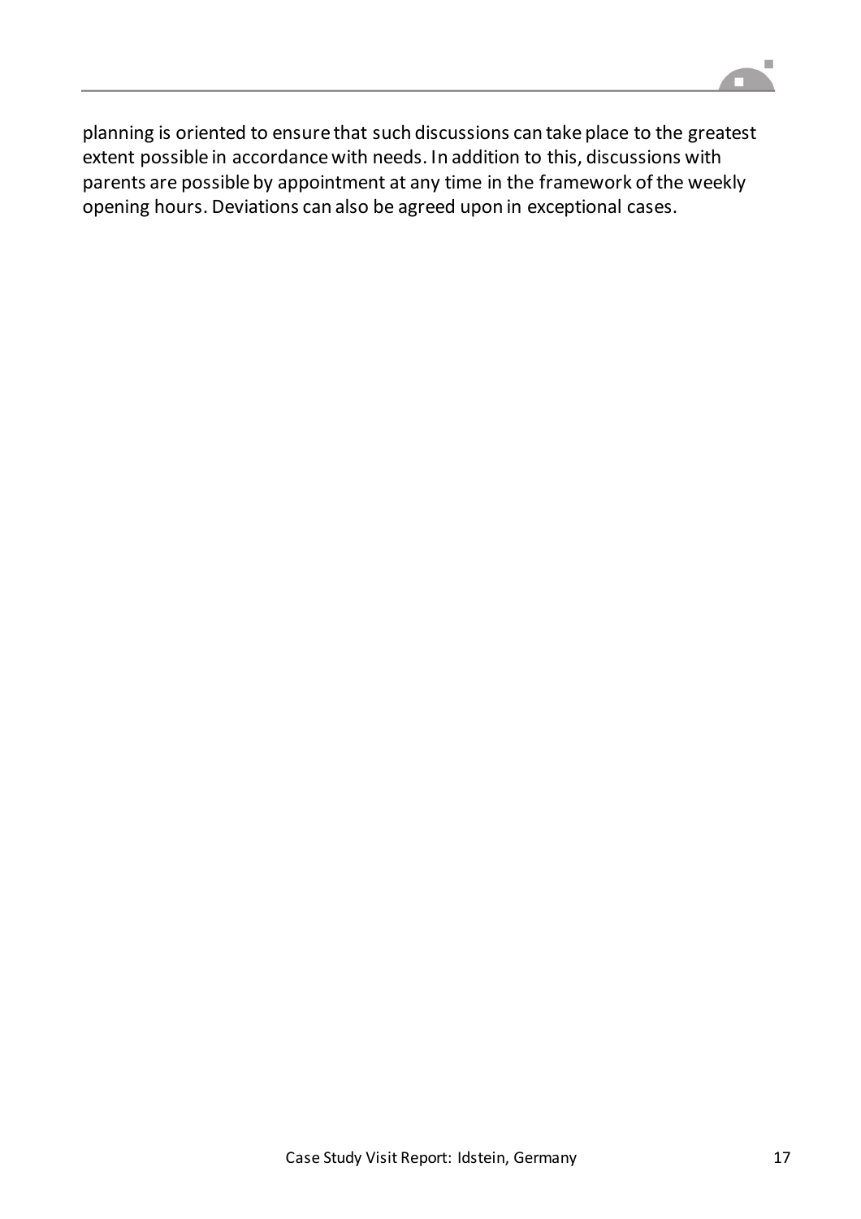planning is oriented to ensure that such discussions can take place to the greatest extent possible in accordance with needs. In addition to this, discussions with parents are possible by appointment at any time in the framework of the weekly opening hours. Deviations can also be agreed upon in exceptional cases.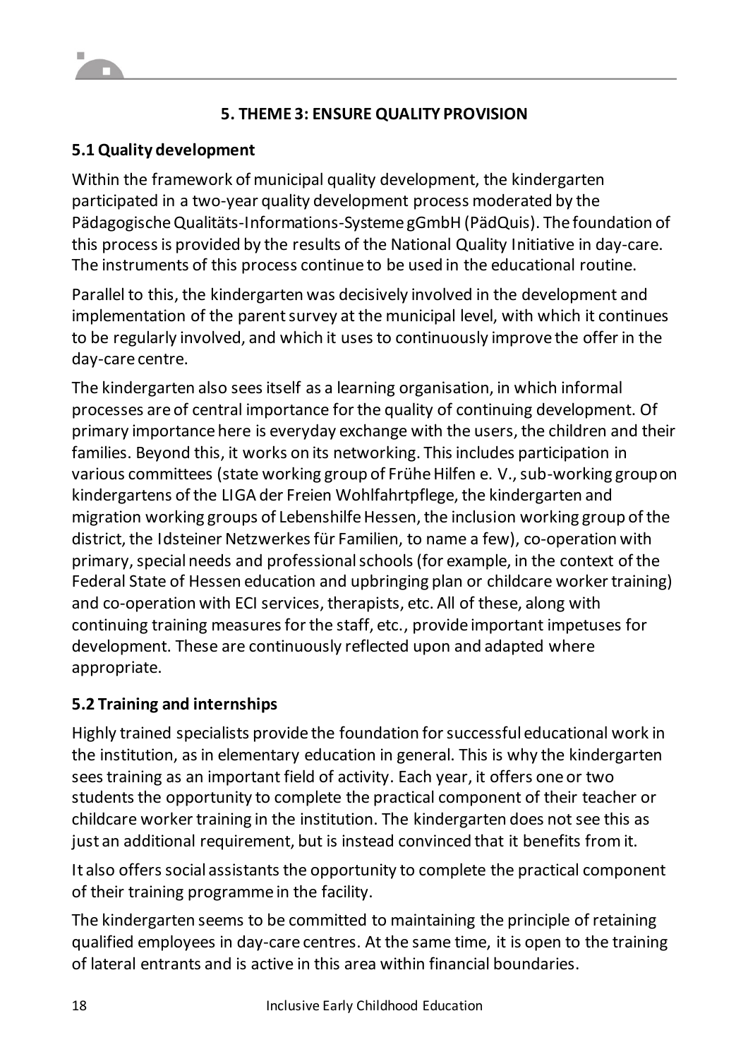## 5. THEME 3: ENSURE QUALITY PROVISION

### 5.1 Quality development

Within the framework of municipal quality development, the kindergarten participated in a two-year quality development process moderated by the Pädagogische Qualitäts-Informations-Systeme gGmbH (PädQuis). The foundation of this process is provided by the results of the National Quality Initiative in day-care. The instruments of this process continue to be used in the educational routine.

Parallel to this, the kindergarten was decisively involved in the development and implementation of the parent survey at the municipal level, with which it continues to be regularly involved, and which it uses to continuously improve the offer in the day-care centre.

The kindergarten also sees itself as a learning organisation, in which informal processes are of central importance for the quality of continuing development. Of primary importance here is everyday exchange with the users, the children and their families. Beyond this, it works on its networking. This includes participation in various committees (state working group of Frühe Hilfen e. V., sub-working group on kindergartens of the LIGA der Freien Wohlfahrtpflege, the kindergarten and migration working groups of Lebenshilfe Hessen, the inclusion working group of the district, the Idsteiner Netzwerkes für Familien, to name a few), co-operation with primary, special needs and professional schools (for example, in the context of the Federal State of Hessen education and upbringing plan or childcare worker training) and co-operation with ECI services, therapists, etc. All of these, along with continuing training measures for the staff, etc., provide important impetuses for development. These are continuously reflected upon and adapted where appropriate.

### 5.2 Training and internships

Highly trained specialists provide the foundation for successful educational work in the institution, as in elementary education in general. This is why the kindergarten sees training as an important field of activity. Each year, it offers one or two students the opportunity to complete the practical component of their teacher or childcare worker training in the institution. The kindergarten does not see this as just an additional requirement, but is instead convinced that it benefits from it.

It also offers social assistants the opportunity to complete the practical component of their training programme in the facility.

The kindergarten seems to be committed to maintaining the principle of retaining qualified employees in day-care centres. At the same time, it is open to the training of lateral entrants and is active in this area within financial boundaries.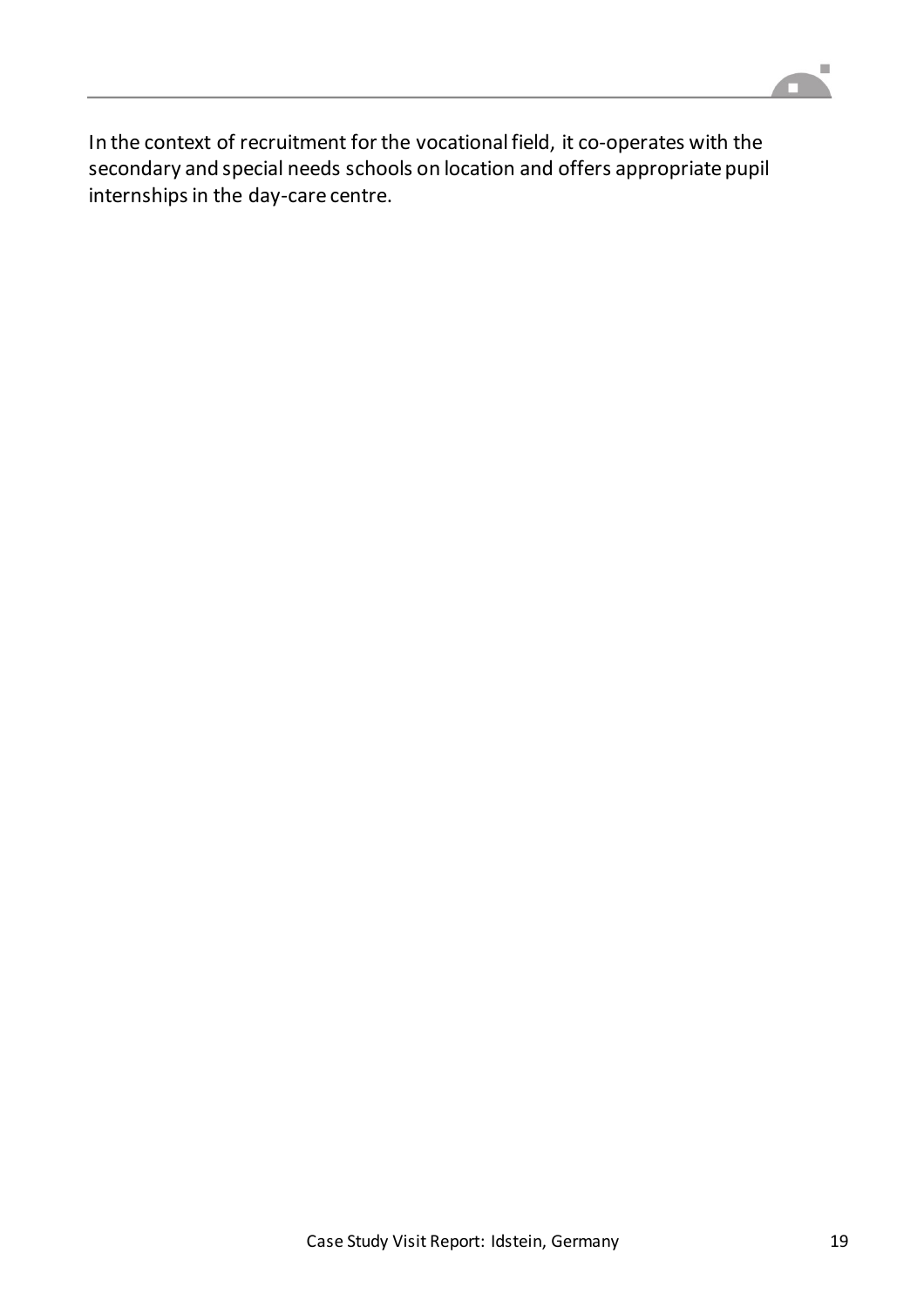In the context of recruitment for the vocational field, it co-operates with the secondary and special needs schools on location and offers appropriate pupil internships in the day-care centre.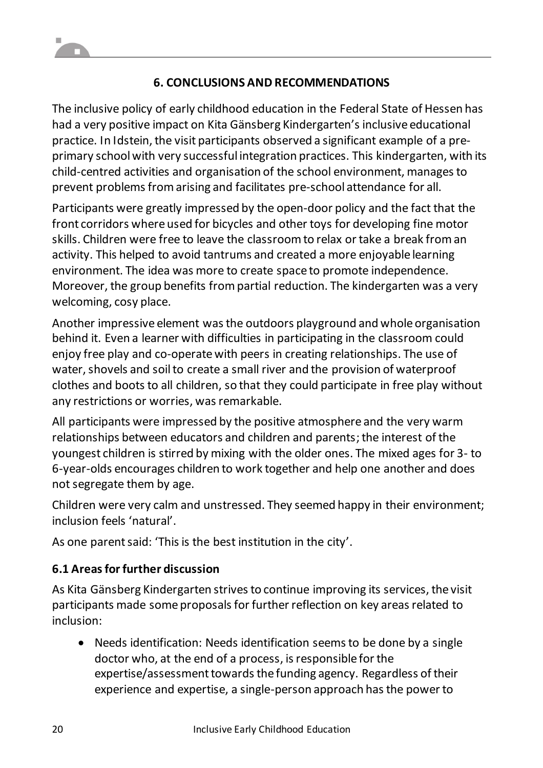## 6. CONCLUSIONS AND RECOMMENDATIONS

The inclusive policy of early childhood education in the Federal State of Hessen has had a very positive impact on Kita Gänsberg Kindergarten's inclusive educational practice. In Idstein, the visit participants observed a significant example of a pre-primary school with very successful integration practices. This kindergarten, with its child-centred activities and organisation of the school environment, manages to prevent problems from arising and facilitates pre-school attendance for all.

Participants were greatly impressed by the open-door policy and the fact that the front corridors where used for bicycles and other toys for developing fine motor skills. Children were free to leave the classroom to relax or take a break from an activity. This helped to avoid tantrums and created a more enjoyable learning environment. The idea was more to create space to promote independence. Moreover, the group benefits from partial reduction. The kindergarten was a very welcoming, cosy place.

Another impressive element was the outdoors playground and whole organisation behind it. Even a learner with difficulties in participating in the classroom could enjoy free play and co-operate with peers in creating relationships. The use of water, shovels and soil to create a small river and the provision of waterproof clothes and boots to all children, so that they could participate in free play without any restrictions or worries, was remarkable.

All participants were impressed by the positive atmosphere and the very warm relationships between educators and children and parents; the interest of the youngest children is stirred by mixing with the older ones. The mixed ages for 3- to 6-year-olds encourages children to work together and help one another and does not segregate them by age.

Children were very calm and unstressed. They seemed happy in their environment; inclusion feels 'natural'.

As one parent said: 'This is the best institution in the city'.

### 6.1 Areas for further discussion

As Kita Gänsberg Kindergarten strives to continue improving its services, the visit participants made some proposals for further reflection on key areas related to inclusion:

- Needs identification: Needs identification seems to be done by a single doctor who, at the end of a process, is responsible for the expertise/assessment towards the funding agency. Regardless of their experience and expertise, a single-person approach has the power to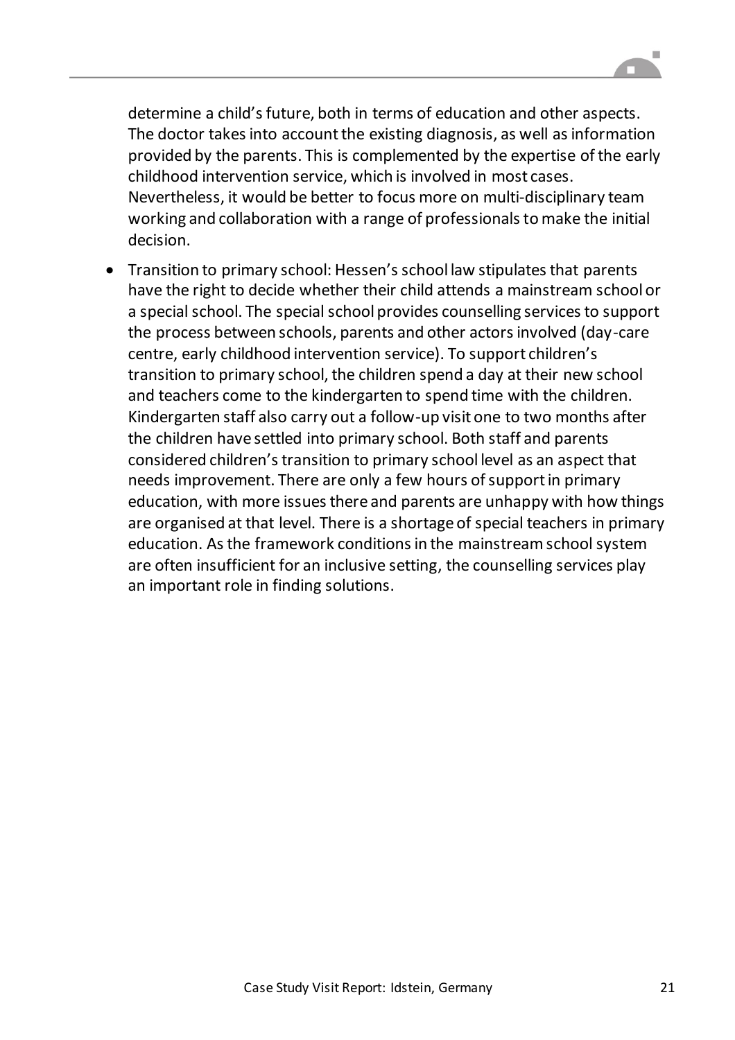determine a child's future, both in terms of education and other aspects. The doctor takes into account the existing diagnosis, as well as information provided by the parents. This is complemented by the expertise of the early childhood intervention service, which is involved in most cases. Nevertheless, it would be better to focus more on multi-disciplinary team working and collaboration with a range of professionals to make the initial decision.

- Transition to primary school: Hessen's school law stipulates that parents have the right to decide whether their child attends a mainstream school or a special school. The special school provides counselling services to support the process between schools, parents and other actors involved (day-care centre, early childhood intervention service). To support children's transition to primary school, the children spend a day at their new school and teachers come to the kindergarten to spend time with the children. Kindergarten staff also carry out a follow-up visit one to two months after the children have settled into primary school. Both staff and parents considered children's transition to primary school level as an aspect that needs improvement. There are only a few hours of support in primary education, with more issues there and parents are unhappy with how things are organised at that level. There is a shortage of special teachers in primary education. As the framework conditions in the mainstream school system are often insufficient for an inclusive setting, the counselling services play an important role in finding solutions.